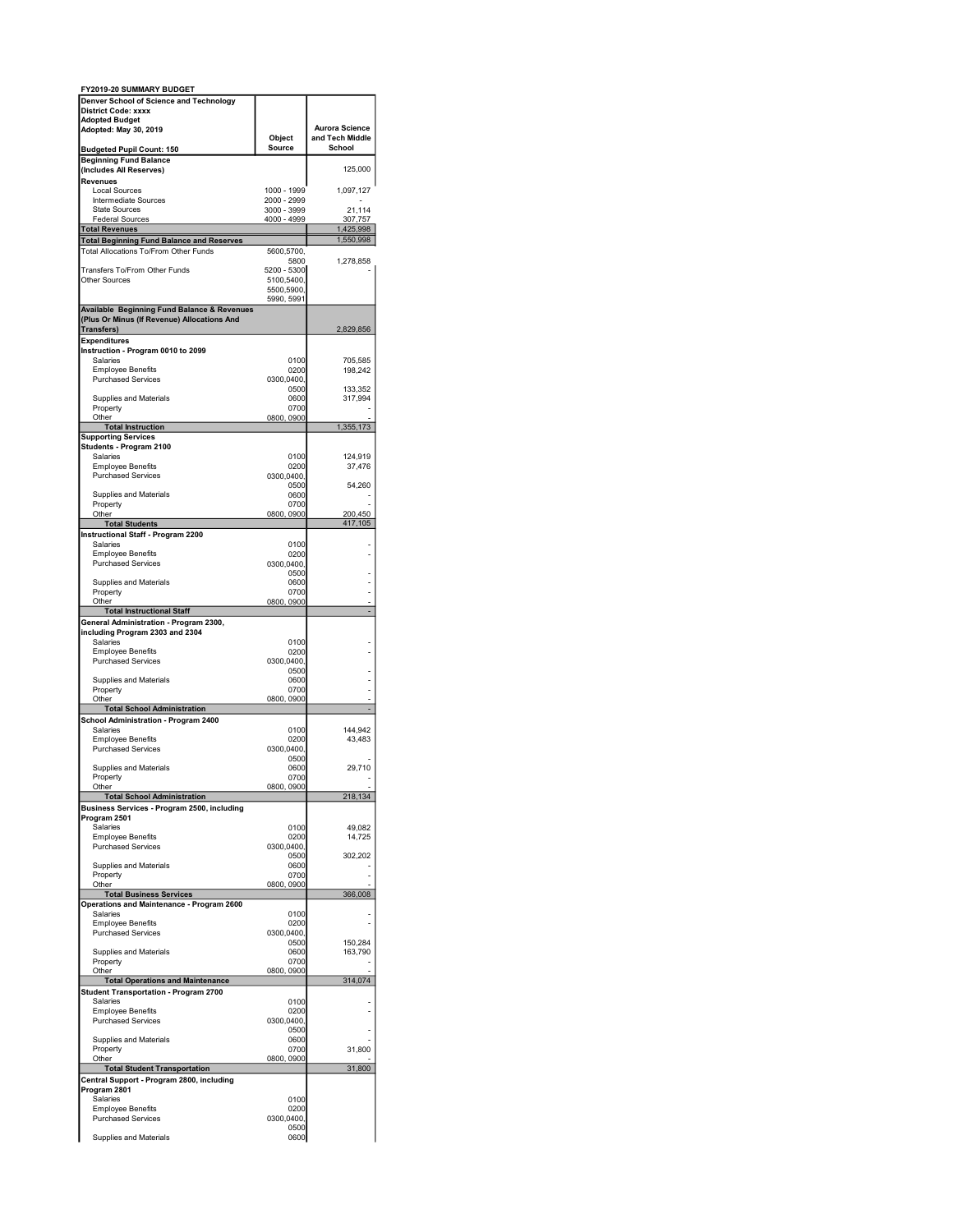**FY2019-20 SUMMARY BUDGET**

| Denver School of Science and Technology<br>District Code: xxxx<br>Adopted Budget<br>Adopted: May 30, 2019<br>Budgeted Pupil Count: 150 | Object Source | Aurora Science and Tech Middle School |
|---|---|---|
| **Beginning Fund Balance (Includes All Reserves)** | | 125,000 |
| **Revenues** | | |
| Local Sources | 1000 - 1999 | 1,097,127 |
| Intermediate Sources | 2000 - 2999 | - |
| State Sources | 3000 - 3999 | 21,114 |
| Federal Sources | 4000 - 4999 | 307,757 |
| **Total Revenues** | | 1,425,998 |
| **Total Beginning Fund Balance and Reserves** | | 1,550,998 |
| Total Allocations To/From Other Funds | 5600,5700, 5800 | 1,278,858 |
| Transfers To/From Other Funds | 5200 - 5300 | - |
| Other Sources | 5100,5400, 5500,5900, 5990, 5991 | |
| **Available Beginning Fund Balance & Revenues (Plus Or Minus (If Revenue) Allocations And Transfers)** | | 2,829,856 |
| **Expenditures** | | |
| **Instruction - Program 0010 to 2099** | | |
| Salaries | 0100 | 705,585 |
| Employee Benefits | 0200 | 198,242 |
| Purchased Services | 0300,0400, 0500 | 133,352 |
| Supplies and Materials | 0600 | 317,994 |
| Property | 0700 | - |
| Other | 0800, 0900 | - |
| **Total Instruction** | | 1,355,173 |
| **Supporting Services** | | |
| **Students - Program 2100** | | |
| Salaries | 0100 | 124,919 |
| Employee Benefits | 0200 | 37,476 |
| Purchased Services | 0300,0400, 0500 | 54,260 |
| Supplies and Materials | 0600 | - |
| Property | 0700 | - |
| Other | 0800, 0900 | 200,450 |
| **Total Students** | | 417,105 |
| **Instructional Staff - Program 2200** | | |
| Salaries | 0100 | - |
| Employee Benefits | 0200 | - |
| Purchased Services | 0300,0400, 0500 | - |
| Supplies and Materials | 0600 | - |
| Property | 0700 | - |
| Other | 0800, 0900 | - |
| **Total Instructional Staff** | | - |
| **General Administration - Program 2300, including Program 2303 and 2304** | | |
| Salaries | 0100 | - |
| Employee Benefits | 0200 | - |
| Purchased Services | 0300,0400, 0500 | - |
| Supplies and Materials | 0600 | - |
| Property | 0700 | - |
| Other | 0800, 0900 | - |
| **Total School Administration** | | - |
| **School Administration - Program 2400** | | |
| Salaries | 0100 | 144,942 |
| Employee Benefits | 0200 | 43,483 |
| Purchased Services | 0300,0400, 0500 | - |
| Supplies and Materials | 0600 | 29,710 |
| Property | 0700 | - |
| Other | 0800, 0900 | - |
| **Total School Administration** | | 218,134 |
| **Business Services - Program 2500, including Program 2501** | | |
| Salaries | 0100 | 49,082 |
| Employee Benefits | 0200 | 14,725 |
| Purchased Services | 0300,0400, 0500 | 302,202 |
| Supplies and Materials | 0600 | - |
| Property | 0700 | - |
| Other | 0800, 0900 | - |
| **Total Business Services** | | 366,008 |
| **Operations and Maintenance - Program 2600** | | |
| Salaries | 0100 | - |
| Employee Benefits | 0200 | - |
| Purchased Services | 0300,0400, 0500 | 150,284 |
| Supplies and Materials | 0600 | 163,790 |
| Property | 0700 | - |
| Other | 0800, 0900 | - |
| **Total Operations and Maintenance** | | 314,074 |
| **Student Transportation - Program 2700** | | |
| Salaries | 0100 | - |
| Employee Benefits | 0200 | - |
| Purchased Services | 0300,0400, 0500 | - |
| Supplies and Materials | 0600 | - |
| Property | 0700 | 31,800 |
| Other | 0800, 0900 | - |
| **Total Student Transportation** | | 31,800 |
| **Central Support - Program 2800, including Program 2801** | | |
| Salaries | 0100 | |
| Employee Benefits | 0200 | |
| Purchased Services | 0300,0400, 0500 | |
| Supplies and Materials | 0600 | |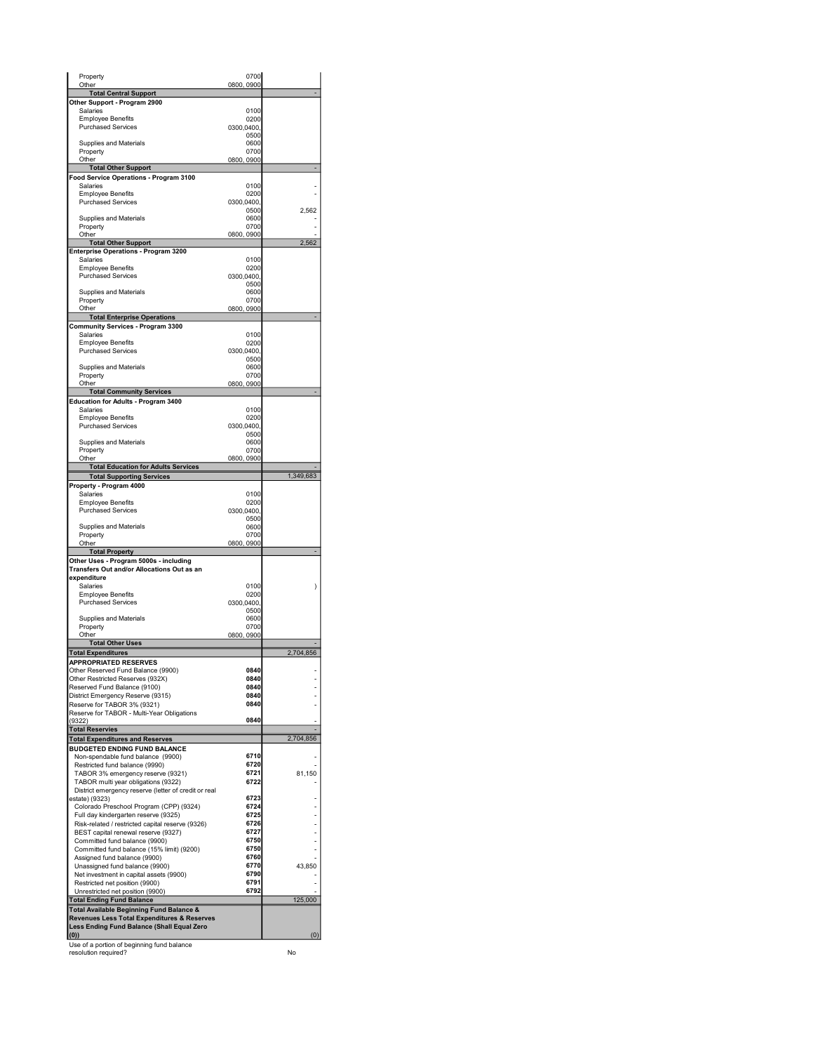| | | |
|---|---|---|
| Property | 0700 | |
| Other | 0800, 0900 | |
| **Total Central Support** | | - |
| **Other Support - Program 2900** | | |
| Salaries | 0100 | |
| Employee Benefits | 0200 | |
| Purchased Services | 0300,0400, 0500 | |
| Supplies and Materials | 0600 | |
| Property | 0700 | |
| Other | 0800, 0900 | |
| **Total Other Support** | | - |
| **Food Service Operations - Program 3100** | | |
| Salaries | 0100 | - |
| Employee Benefits | 0200 | - |
| Purchased Services | 0300,0400, 0500 | 2,562 |
| Supplies and Materials | 0600 | - |
| Property | 0700 | - |
| Other | 0800, 0900 | - |
| **Total Other Support** | | 2,562 |
| **Enterprise Operations - Program 3200** | | |
| Salaries | 0100 | |
| Employee Benefits | 0200 | |
| Purchased Services | 0300,0400, 0500 | |
| Supplies and Materials | 0600 | |
| Property | 0700 | |
| Other | 0800, 0900 | |
| **Total Enterprise Operations** | | - |
| **Community Services - Program 3300** | | |
| Salaries | 0100 | |
| Employee Benefits | 0200 | |
| Purchased Services | 0300,0400, 0500 | |
| Supplies and Materials | 0600 | |
| Property | 0700 | |
| Other | 0800, 0900 | |
| **Total Community Services** | | - |
| **Education for Adults - Program 3400** | | |
| Salaries | 0100 | |
| Employee Benefits | 0200 | |
| Purchased Services | 0300,0400, 0500 | |
| Supplies and Materials | 0600 | |
| Property | 0700 | |
| Other | 0800, 0900 | |
| **Total Education for Adults Services** | | - |
| **Total Supporting Services** | | 1,349,683 |
| **Property - Program 4000** | | |
| Salaries | 0100 | |
| Employee Benefits | 0200 | |
| Purchased Services | 0300,0400, 0500 | |
| Supplies and Materials | 0600 | |
| Property | 0700 | |
| Other | 0800, 0900 | |
| **Total Property** | | - |
| **Other Uses - Program 5000s - including Transfers Out and/or Allocations Out as an expenditure** | | |
| Salaries | 0100 | ) |
| Employee Benefits | 0200 | |
| Purchased Services | 0300,0400, 0500 | |
| Supplies and Materials | 0600 | |
| Property | 0700 | |
| Other | 0800, 0900 | |
| **Total Other Uses** | | - |
| **Total Expenditures** | | 2,704,856 |
| **APPROPRIATED RESERVES** | | |
| Other Reserved Fund Balance (9900) | **0840** | - |
| Other Restricted Reserves (932X) | **0840** | - |
| Reserved Fund Balance (9100) | **0840** | - |
| District Emergency Reserve (9315) | **0840** | - |
| Reserve for TABOR 3% (9321) | **0840** | - |
| Reserve for TABOR - Multi-Year Obligations (9322) | **0840** | - |
| **Total Reservies** | | - |
| **Total Expenditures and Reserves** | | 2,704,856 |
| **BUDGETED ENDING FUND BALANCE** | | |
| Non-spendable fund balance (9900) | **6710** | - |
| Restricted fund balance (9990) | **6720** | - |
| TABOR 3% emergency reserve (9321) | **6721** | 81,150 |
| TABOR multi year obligations (9322) | **6722** | - |
| District emergency reserve (letter of credit or real estate) (9323) | **6723** | - |
| Colorado Preschool Program (CPP) (9324) | **6724** | - |
| Full day kindergarten reserve (9325) | **6725** | - |
| Risk-related / restricted capital reserve (9326) | **6726** | - |
| BEST capital renewal reserve (9327) | **6727** | - |
| Committed fund balance (9900) | **6750** | - |
| Committed fund balance (15% limit) (9200) | **6750** | - |
| Assigned fund balance (9900) | **6760** | - |
| Unassigned fund balance (9900) | **6770** | 43,850 |
| Net investment in capital assets (9900) | **6790** | - |
| Restricted net position (9900) | **6791** | - |
| Unrestricted net position (9900) | **6792** | - |
| **Total Ending Fund Balance** | | 125,000 |
| **Total Available Beginning Fund Balance & Revenues Less Total Expenditures & Reserves Less Ending Fund Balance (Shall Equal Zero (0))** | | (0) |
| Use of a portion of beginning fund balance resolution required? | | No |